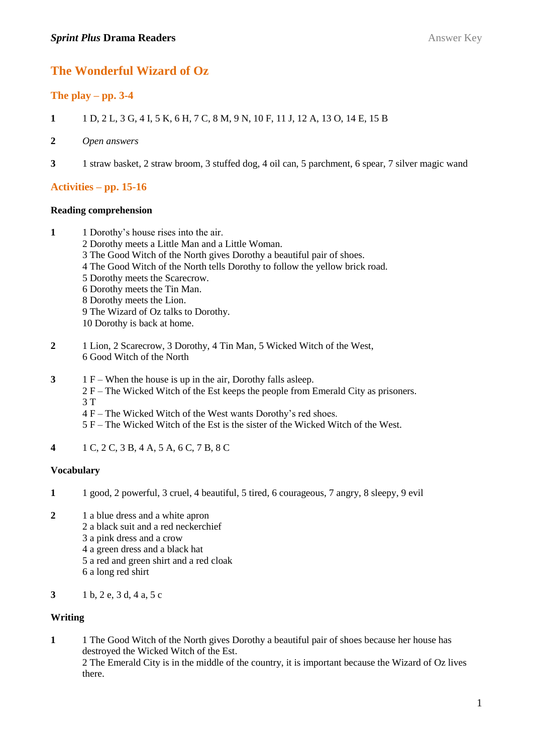# The Wonderful Wizard of Oz

## The play – pp. 3-4

**1** 1 D, 2 L, 3 G, 4 I, 5 K, 6 H, 7 C, 8 M, 9 N, 10 F, 11 J, 12 A, 13 O, 14 E, 15 B

**2** *Open answers*

**3** 1 straw basket, 2 straw broom, 3 stuffed dog, 4 oil can, 5 parchment, 6 spear, 7 silver magic wand

## Activities – pp. 15-16

### Reading comprehension

**1**
1 Dorothy's house rises into the air.
2 Dorothy meets a Little Man and a Little Woman.
3 The Good Witch of the North gives Dorothy a beautiful pair of shoes.
4 The Good Witch of the North tells Dorothy to follow the yellow brick road.
5 Dorothy meets the Scarecrow.
6 Dorothy meets the Tin Man.
8 Dorothy meets the Lion.
9 The Wizard of Oz talks to Dorothy.
10 Dorothy is back at home.

**2** 1 Lion, 2 Scarecrow, 3 Dorothy, 4 Tin Man, 5 Wicked Witch of the West, 6 Good Witch of the North

**3**
1 F – When the house is up in the air, Dorothy falls asleep.
2 F – The Wicked Witch of the Est keeps the people from Emerald City as prisoners.
3 T
4 F – The Wicked Witch of the West wants Dorothy's red shoes.
5 F – The Wicked Witch of the Est is the sister of the Wicked Witch of the West.

**4** 1 C, 2 C, 3 B, 4 A, 5 A, 6 C, 7 B, 8 C

### Vocabulary

**1** 1 good, 2 powerful, 3 cruel, 4 beautiful, 5 tired, 6 courageous, 7 angry, 8 sleepy, 9 evil

**2**
1 a blue dress and a white apron
2 a black suit and a red neckerchief
3 a pink dress and a crow
4 a green dress and a black hat
5 a red and green shirt and a red cloak
6 a long red shirt

**3** 1 b, 2 e, 3 d, 4 a, 5 c

### Writing

**1**
1 The Good Witch of the North gives Dorothy a beautiful pair of shoes because her house has destroyed the Wicked Witch of the Est.
2 The Emerald City is in the middle of the country, it is important because the Wizard of Oz lives there.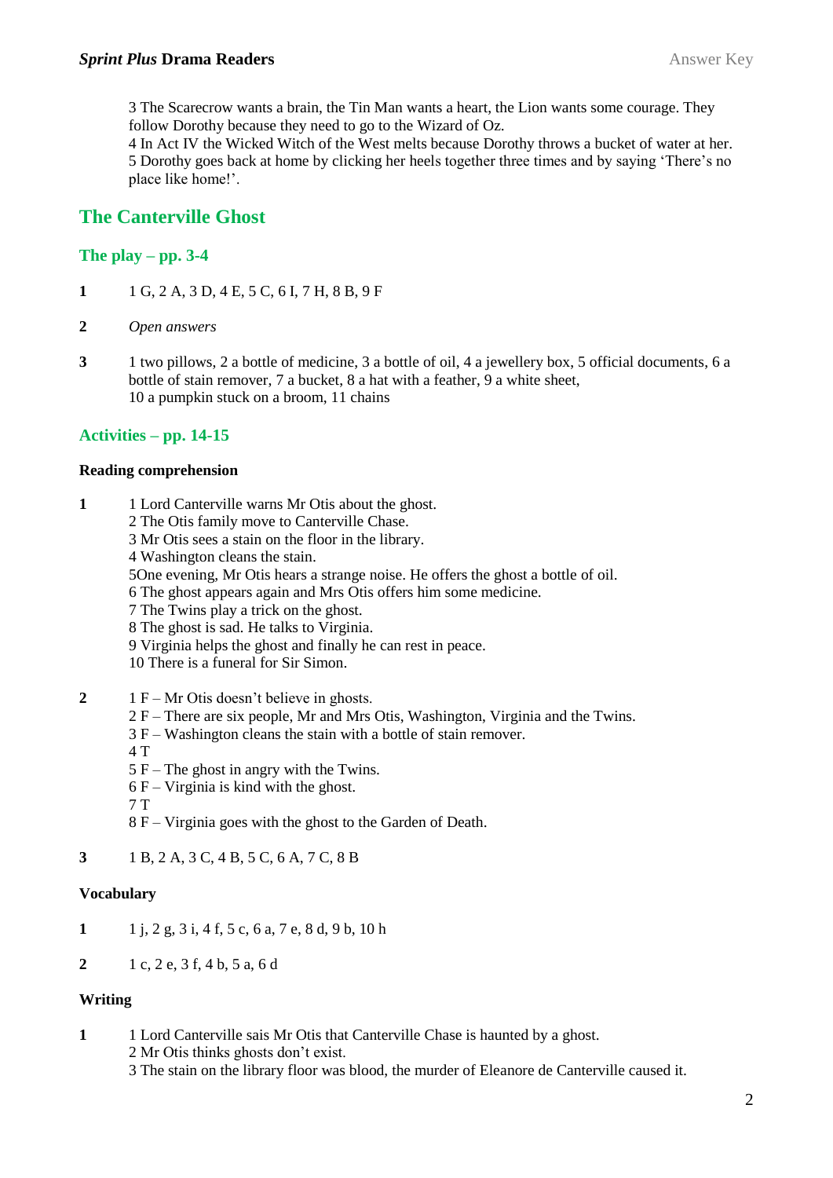3 The Scarecrow wants a brain, the Tin Man wants a heart, the Lion wants some courage. They follow Dorothy because they need to go to the Wizard of Oz.
4 In Act IV the Wicked Witch of the West melts because Dorothy throws a bucket of water at her.
5 Dorothy goes back at home by clicking her heels together three times and by saying 'There's no place like home!'.

## The Canterville Ghost

### The play – pp. 3-4

**1** 1 G, 2 A, 3 D, 4 E, 5 C, 6 I, 7 H, 8 B, 9 F

**2** *Open answers*

**3** 1 two pillows, 2 a bottle of medicine, 3 a bottle of oil, 4 a jewellery box, 5 official documents, 6 a bottle of stain remover, 7 a bucket, 8 a hat with a feather, 9 a white sheet,
10 a pumpkin stuck on a broom, 11 chains

### Activities – pp. 14-15

#### Reading comprehension

**1**
1 Lord Canterville warns Mr Otis about the ghost.
2 The Otis family move to Canterville Chase.
3 Mr Otis sees a stain on the floor in the library.
4 Washington cleans the stain.
5One evening, Mr Otis hears a strange noise. He offers the ghost a bottle of oil.
6 The ghost appears again and Mrs Otis offers him some medicine.
7 The Twins play a trick on the ghost.
8 The ghost is sad. He talks to Virginia.
9 Virginia helps the ghost and finally he can rest in peace.
10 There is a funeral for Sir Simon.

**2**
1 F – Mr Otis doesn't believe in ghosts.
2 F – There are six people, Mr and Mrs Otis, Washington, Virginia and the Twins.
3 F – Washington cleans the stain with a bottle of stain remover.
4 T
5 F – The ghost in angry with the Twins.
6 F – Virginia is kind with the ghost.
7 T
8 F – Virginia goes with the ghost to the Garden of Death.

**3** 1 B, 2 A, 3 C, 4 B, 5 C, 6 A, 7 C, 8 B

#### Vocabulary

**1** 1 j, 2 g, 3 i, 4 f, 5 c, 6 a, 7 e, 8 d, 9 b, 10 h

**2** 1 c, 2 e, 3 f, 4 b, 5 a, 6 d

#### Writing

**1**
1 Lord Canterville sais Mr Otis that Canterville Chase is haunted by a ghost.
2 Mr Otis thinks ghosts don't exist.
3 The stain on the library floor was blood, the murder of Eleanore de Canterville caused it.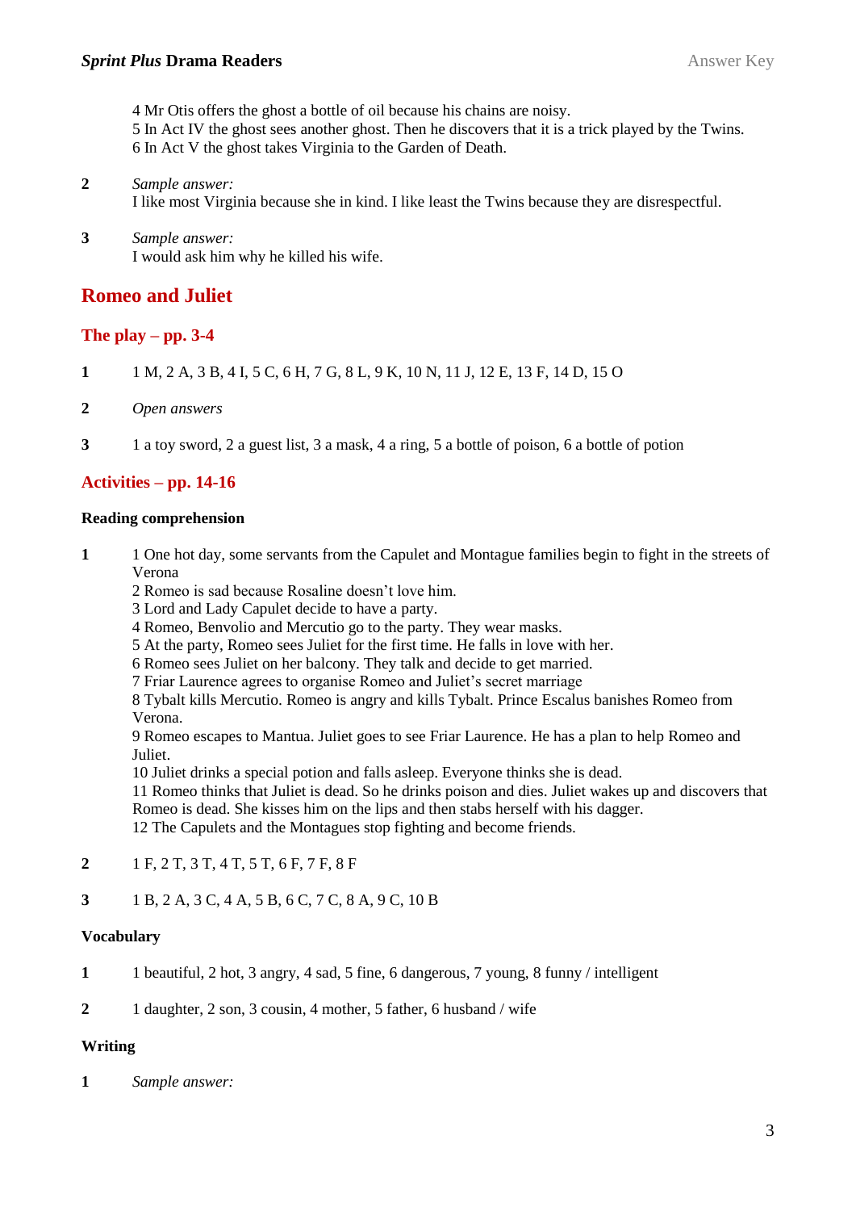4 Mr Otis offers the ghost a bottle of oil because his chains are noisy.
5 In Act IV the ghost sees another ghost. Then he discovers that it is a trick played by the Twins.
6 In Act V the ghost takes Virginia to the Garden of Death.

**2** *Sample answer:*
I like most Virginia because she in kind. I like least the Twins because they are disrespectful.

**3** *Sample answer:*
I would ask him why he killed his wife.

## Romeo and Juliet

### The play – pp. 3-4

**1** 1 M, 2 A, 3 B, 4 I, 5 C, 6 H, 7 G, 8 L, 9 K, 10 N, 11 J, 12 E, 13 F, 14 D, 15 O

**2** *Open answers*

**3** 1 a toy sword, 2 a guest list, 3 a mask, 4 a ring, 5 a bottle of poison, 6 a bottle of potion

### Activities – pp. 14-16

**Reading comprehension**

**1**
1 One hot day, some servants from the Capulet and Montague families begin to fight in the streets of Verona
2 Romeo is sad because Rosaline doesn't love him.
3 Lord and Lady Capulet decide to have a party.
4 Romeo, Benvolio and Mercutio go to the party. They wear masks.
5 At the party, Romeo sees Juliet for the first time. He falls in love with her.
6 Romeo sees Juliet on her balcony. They talk and decide to get married.
7 Friar Laurence agrees to organise Romeo and Juliet's secret marriage
8 Tybalt kills Mercutio. Romeo is angry and kills Tybalt. Prince Escalus banishes Romeo from Verona.
9 Romeo escapes to Mantua. Juliet goes to see Friar Laurence. He has a plan to help Romeo and Juliet.
10 Juliet drinks a special potion and falls asleep. Everyone thinks she is dead.
11 Romeo thinks that Juliet is dead. So he drinks poison and dies. Juliet wakes up and discovers that Romeo is dead. She kisses him on the lips and then stabs herself with his dagger.
12 The Capulets and the Montagues stop fighting and become friends.

**2** 1 F, 2 T, 3 T, 4 T, 5 T, 6 F, 7 F, 8 F

**3** 1 B, 2 A, 3 C, 4 A, 5 B, 6 C, 7 C, 8 A, 9 C, 10 B

**Vocabulary**

**1** 1 beautiful, 2 hot, 3 angry, 4 sad, 5 fine, 6 dangerous, 7 young, 8 funny / intelligent

**2** 1 daughter, 2 son, 3 cousin, 4 mother, 5 father, 6 husband / wife

**Writing**

**1** *Sample answer:*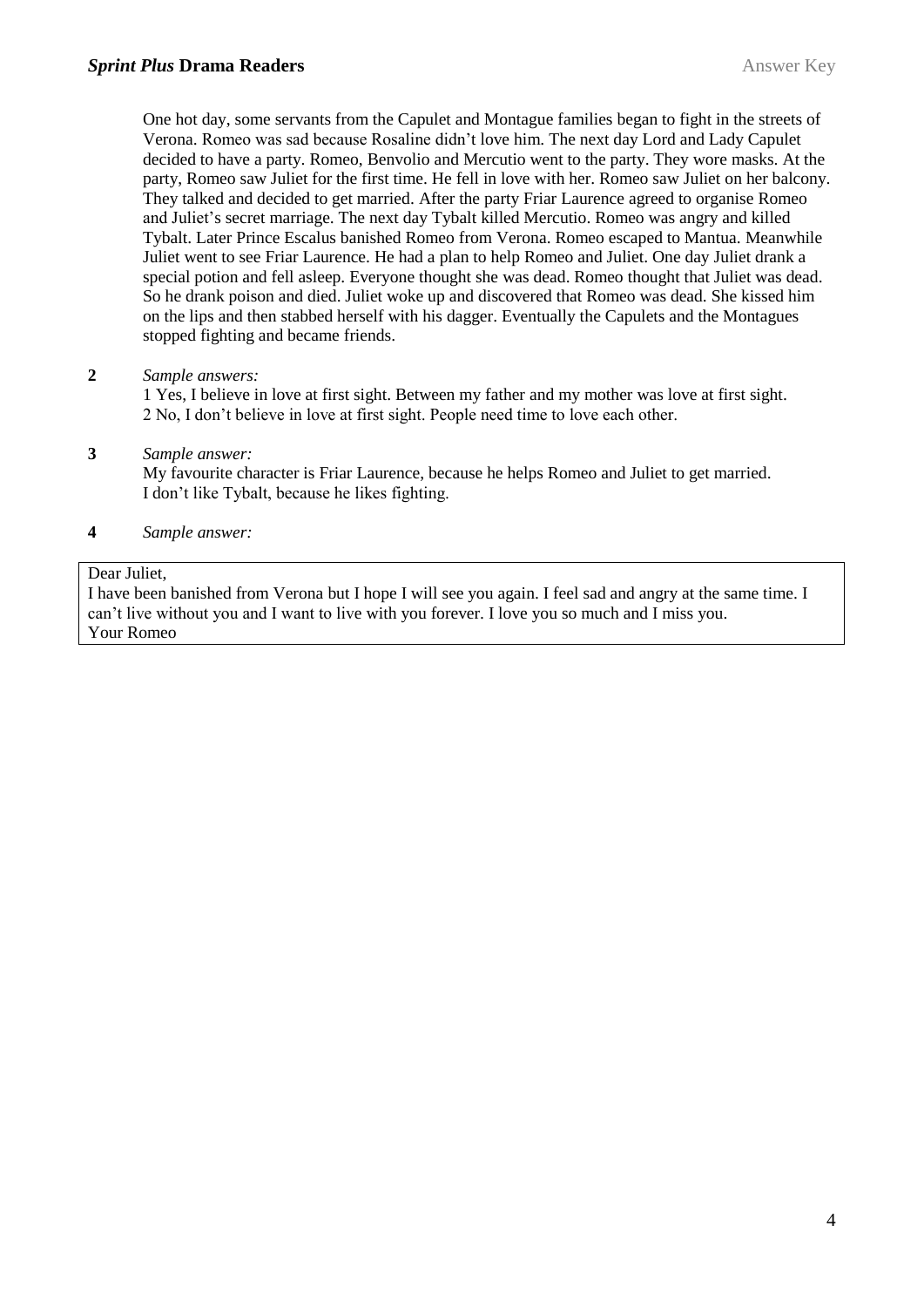One hot day, some servants from the Capulet and Montague families began to fight in the streets of Verona. Romeo was sad because Rosaline didn't love him. The next day Lord and Lady Capulet decided to have a party. Romeo, Benvolio and Mercutio went to the party. They wore masks. At the party, Romeo saw Juliet for the first time. He fell in love with her. Romeo saw Juliet on her balcony. They talked and decided to get married. After the party Friar Laurence agreed to organise Romeo and Juliet's secret marriage. The next day Tybalt killed Mercutio. Romeo was angry and killed Tybalt. Later Prince Escalus banished Romeo from Verona. Romeo escaped to Mantua. Meanwhile Juliet went to see Friar Laurence. He had a plan to help Romeo and Juliet. One day Juliet drank a special potion and fell asleep. Everyone thought she was dead. Romeo thought that Juliet was dead. So he drank poison and died. Juliet woke up and discovered that Romeo was dead. She kissed him on the lips and then stabbed herself with his dagger. Eventually the Capulets and the Montagues stopped fighting and became friends.

**2** *Sample answers:*

1 Yes, I believe in love at first sight. Between my father and my mother was love at first sight.
2 No, I don't believe in love at first sight. People need time to love each other.

**3** *Sample answer:*

My favourite character is Friar Laurence, because he helps Romeo and Juliet to get married.
I don't like Tybalt, because he likes fighting.

**4** *Sample answer:*

Dear Juliet,
I have been banished from Verona but I hope I will see you again. I feel sad and angry at the same time. I can't live without you and I want to live with you forever. I love you so much and I miss you.
Your Romeo